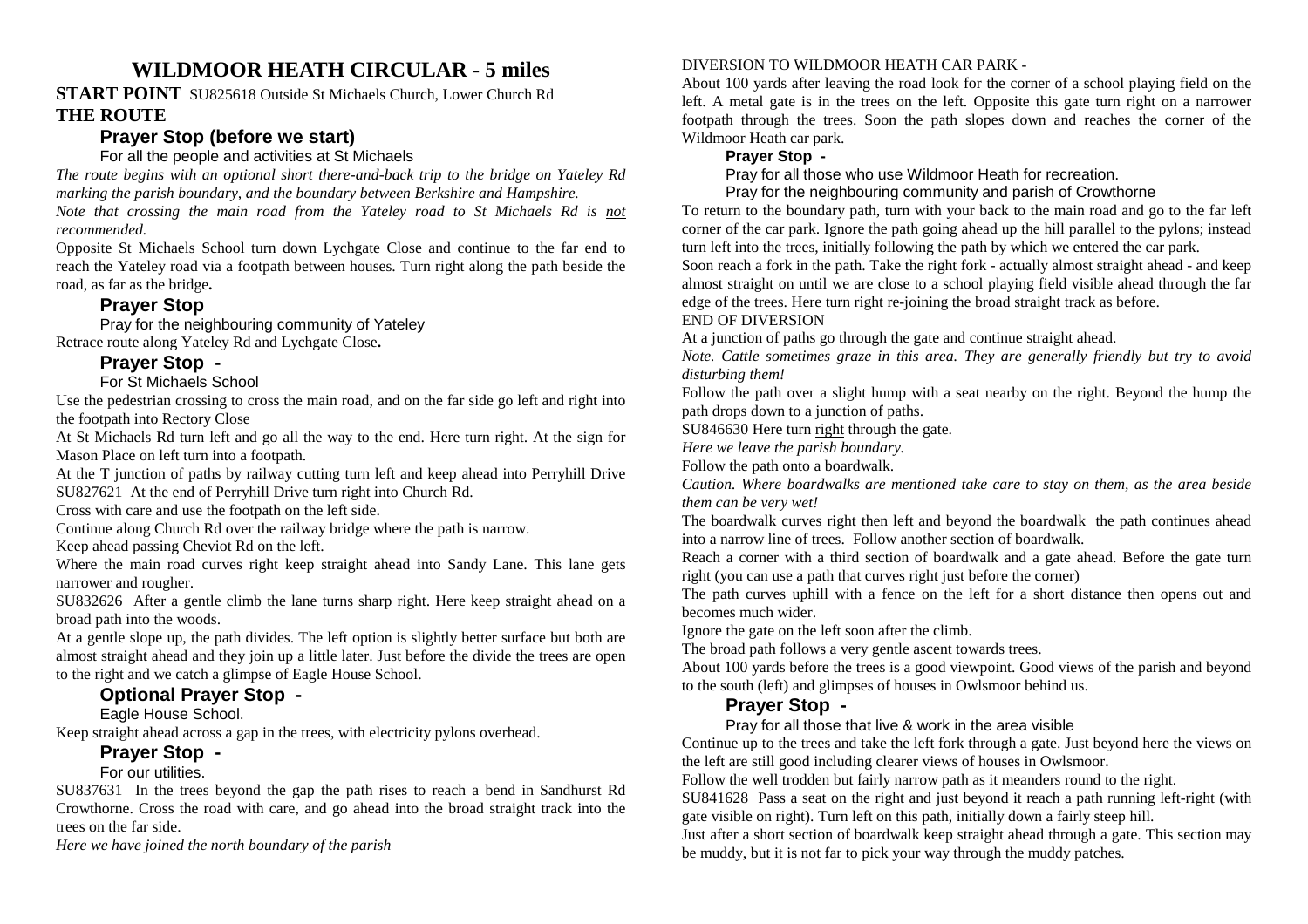# WILDMOOR HEATH CIRCULAR - 5 miles

**START POINT** SU825618 Outside St Michaels Church, Lower Church Rd

**THE ROUTE**

### Prayer Stop (before we start)

For all the people and activities at St Michaels

*The route begins with an optional short there-and-back trip to the bridge on Yateley Rd marking the parish boundary, and the boundary between Berkshire and Hampshire.*

*Note that crossing the main road from the Yateley road to St Michaels Rd is not recommended.*

Opposite St Michaels School turn down Lychgate Close and continue to the far end to reach the Yateley road via a footpath between houses. Turn right along the path beside the road, as far as the bridge**.**

### Prayer Stop

Pray for the neighbouring community of Yateley

Retrace route along Yateley Rd and Lychgate Close**.**

### Prayer Stop -

For St Michaels School

Use the pedestrian crossing to cross the main road, and on the far side go left and right into the footpath into Rectory Close

At St Michaels Rd turn left and go all the way to the end. Here turn right. At the sign for Mason Place on left turn into a footpath.

At the T junction of paths by railway cutting turn left and keep ahead into Perryhill Drive SU827621 At the end of Perryhill Drive turn right into Church Rd.

Cross with care and use the footpath on the left side.

Continue along Church Rd over the railway bridge where the path is narrow.

Keep ahead passing Cheviot Rd on the left.

Where the main road curves right keep straight ahead into Sandy Lane. This lane gets narrower and rougher.

SU832626 After a gentle climb the lane turns sharp right. Here keep straight ahead on a broad path into the woods.

At a gentle slope up, the path divides. The left option is slightly better surface but both are almost straight ahead and they join up a little later. Just before the divide the trees are open to the right and we catch a glimpse of Eagle House School.

### Optional Prayer Stop -

Eagle House School.

Keep straight ahead across a gap in the trees, with electricity pylons overhead.

### Prayer Stop -

For our utilities.

SU837631 In the trees beyond the gap the path rises to reach a bend in Sandhurst Rd Crowthorne. Cross the road with care, and go ahead into the broad straight track into the trees on the far side.

*Here we have joined the north boundary of the parish*

DIVERSION TO WILDMOOR HEATH CAR PARK -

About 100 yards after leaving the road look for the corner of a school playing field on the left. A metal gate is in the trees on the left. Opposite this gate turn right on a narrower footpath through the trees. Soon the path slopes down and reaches the corner of the Wildmoor Heath car park.

**Prayer Stop -**

Pray for all those who use Wildmoor Heath for recreation.

Pray for the neighbouring community and parish of Crowthorne

To return to the boundary path, turn with your back to the main road and go to the far left corner of the car park. Ignore the path going ahead up the hill parallel to the pylons; instead turn left into the trees, initially following the path by which we entered the car park.

Soon reach a fork in the path. Take the right fork - actually almost straight ahead - and keep almost straight on until we are close to a school playing field visible ahead through the far edge of the trees. Here turn right re-joining the broad straight track as before.

END OF DIVERSION

At a junction of paths go through the gate and continue straight ahead.

*Note. Cattle sometimes graze in this area. They are generally friendly but try to avoid disturbing them!*

Follow the path over a slight hump with a seat nearby on the right. Beyond the hump the path drops down to a junction of paths.

SU846630 Here turn right through the gate.

*Here we leave the parish boundary.*

Follow the path onto a boardwalk.

*Caution. Where boardwalks are mentioned take care to stay on them, as the area beside them can be very wet!*

The boardwalk curves right then left and beyond the boardwalk the path continues ahead into a narrow line of trees. Follow another section of boardwalk.

Reach a corner with a third section of boardwalk and a gate ahead. Before the gate turn right (you can use a path that curves right just before the corner)

The path curves uphill with a fence on the left for a short distance then opens out and becomes much wider.

Ignore the gate on the left soon after the climb.

The broad path follows a very gentle ascent towards trees.

About 100 yards before the trees is a good viewpoint. Good views of the parish and beyond to the south (left) and glimpses of houses in Owlsmoor behind us.

### Prayer Stop -

Pray for all those that live & work in the area visible

Continue up to the trees and take the left fork through a gate. Just beyond here the views on the left are still good including clearer views of houses in Owlsmoor.

Follow the well trodden but fairly narrow path as it meanders round to the right.

SU841628 Pass a seat on the right and just beyond it reach a path running left-right (with gate visible on right). Turn left on this path, initially down a fairly steep hill.

Just after a short section of boardwalk keep straight ahead through a gate. This section may be muddy, but it is not far to pick your way through the muddy patches.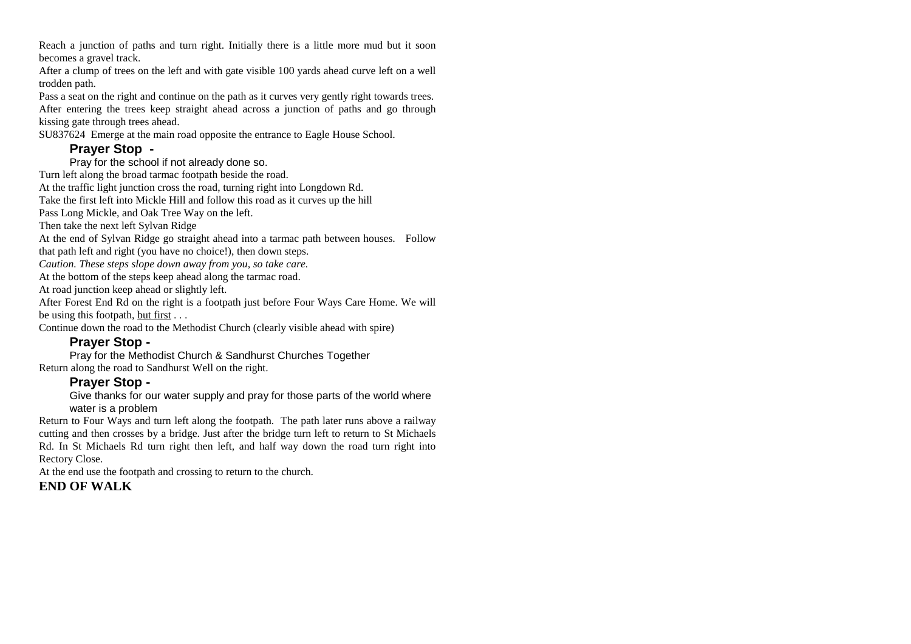Reach a junction of paths and turn right. Initially there is a little more mud but it soon becomes a gravel track.

After a clump of trees on the left and with gate visible 100 yards ahead curve left on a well trodden path.

Pass a seat on the right and continue on the path as it curves very gently right towards trees.

After entering the trees keep straight ahead across a junction of paths and go through kissing gate through trees ahead.

SU837624 Emerge at the main road opposite the entrance to Eagle House School.

### Prayer Stop -

Pray for the school if not already done so.

Turn left along the broad tarmac footpath beside the road.

At the traffic light junction cross the road, turning right into Longdown Rd.

Take the first left into Mickle Hill and follow this road as it curves up the hill

Pass Long Mickle, and Oak Tree Way on the left.

Then take the next left Sylvan Ridge

At the end of Sylvan Ridge go straight ahead into a tarmac path between houses. Follow that path left and right (you have no choice!), then down steps.

*Caution. These steps slope down away from you, so take care.*

At the bottom of the steps keep ahead along the tarmac road.

At road junction keep ahead or slightly left.

After Forest End Rd on the right is a footpath just before Four Ways Care Home. We will be using this footpath, but first . . .

Continue down the road to the Methodist Church (clearly visible ahead with spire)

### Prayer Stop -

Pray for the Methodist Church & Sandhurst Churches Together

Return along the road to Sandhurst Well on the right.

### Prayer Stop -

Give thanks for our water supply and pray for those parts of the world where water is a problem

Return to Four Ways and turn left along the footpath. The path later runs above a railway cutting and then crosses by a bridge. Just after the bridge turn left to return to St Michaels Rd. In St Michaels Rd turn right then left, and half way down the road turn right into Rectory Close.

At the end use the footpath and crossing to return to the church.

**END OF WALK**